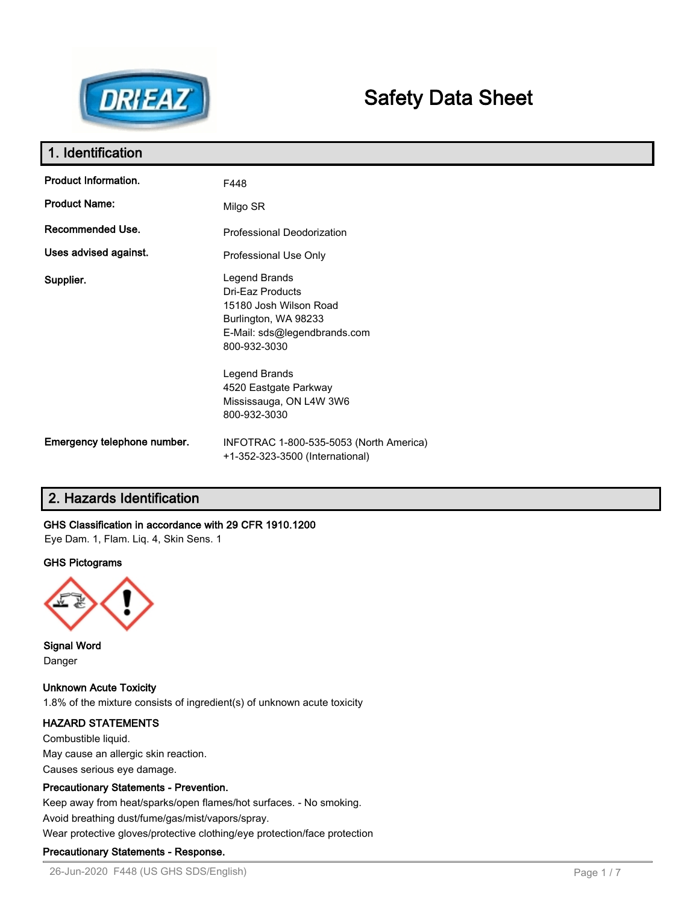# Safety Data Sheet

## 1. Identification

| | |
|---|---|
| **Product Information.** | F448 |
| **Product Name:** | Milgo SR |
| **Recommended Use.** | Professional Deodorization |
| **Uses advised against.** | Professional Use Only |
| **Supplier.** | Legend Brands<br>Dri-Eaz Products<br>15180 Josh Wilson Road<br>Burlington, WA 98233<br>E-Mail: sds@legendbrands.com<br>800-932-3030<br><br>Legend Brands<br>4520 Eastgate Parkway<br>Mississauga, ON L4W 3W6<br>800-932-3030 |
| **Emergency telephone number.** | INFOTRAC 1-800-535-5053 (North America)<br>+1-352-323-3500 (International) |

## 2. Hazards Identification

**GHS Classification in accordance with 29 CFR 1910.1200**

Eye Dam. 1, Flam. Liq. 4, Skin Sens. 1

**GHS Pictograms**

**Signal Word**

Danger

**Unknown Acute Toxicity**

1.8% of the mixture consists of ingredient(s) of unknown acute toxicity

**HAZARD STATEMENTS**

Combustible liquid.

May cause an allergic skin reaction.

Causes serious eye damage.

**Precautionary Statements - Prevention.**

Keep away from heat/sparks/open flames/hot surfaces. - No smoking.

Avoid breathing dust/fume/gas/mist/vapors/spray.

Wear protective gloves/protective clothing/eye protection/face protection

**Precautionary Statements - Response.**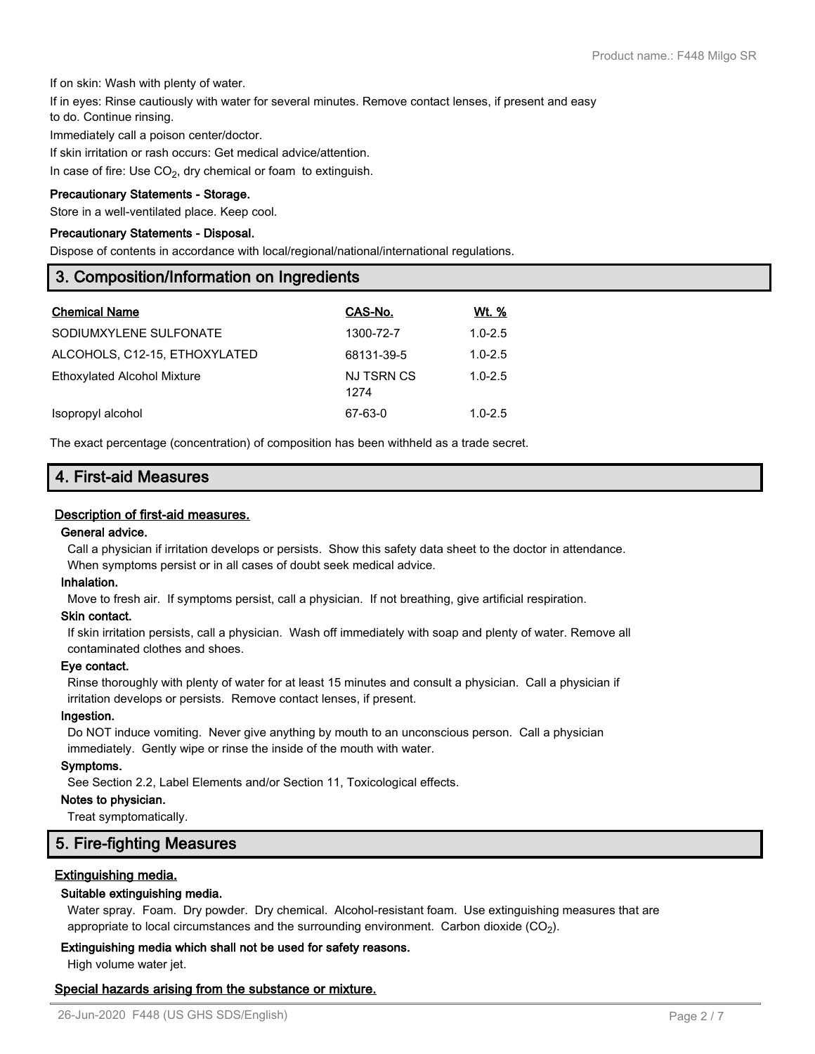If on skin: Wash with plenty of water.

If in eyes: Rinse cautiously with water for several minutes. Remove contact lenses, if present and easy to do. Continue rinsing.

Immediately call a poison center/doctor.

If skin irritation or rash occurs: Get medical advice/attention.

In case of fire: Use $CO_2$, dry chemical or foam to extinguish.

**Precautionary Statements - Storage.**

Store in a well-ventilated place. Keep cool.

**Precautionary Statements - Disposal.**

Dispose of contents in accordance with local/regional/national/international regulations.

## 3. Composition/Information on Ingredients

| Chemical Name | CAS-No. | Wt. % |
|---|---|---|
| SODIUMXYLENE SULFONATE | 1300-72-7 | 1.0-2.5 |
| ALCOHOLS, C12-15, ETHOXYLATED | 68131-39-5 | 1.0-2.5 |
| Ethoxylated Alcohol Mixture | NJ TSRN CS 1274 | 1.0-2.5 |
| Isopropyl alcohol | 67-63-0 | 1.0-2.5 |

The exact percentage (concentration) of composition has been withheld as a trade secret.

## 4. First-aid Measures

### Description of first-aid measures.

**General advice.**

Call a physician if irritation develops or persists. Show this safety data sheet to the doctor in attendance. When symptoms persist or in all cases of doubt seek medical advice.

**Inhalation.**

Move to fresh air. If symptoms persist, call a physician. If not breathing, give artificial respiration.

**Skin contact.**

If skin irritation persists, call a physician. Wash off immediately with soap and plenty of water. Remove all contaminated clothes and shoes.

**Eye contact.**

Rinse thoroughly with plenty of water for at least 15 minutes and consult a physician. Call a physician if irritation develops or persists. Remove contact lenses, if present.

**Ingestion.**

Do NOT induce vomiting. Never give anything by mouth to an unconscious person. Call a physician immediately. Gently wipe or rinse the inside of the mouth with water.

**Symptoms.**

See Section 2.2, Label Elements and/or Section 11, Toxicological effects.

**Notes to physician.**

Treat symptomatically.

## 5. Fire-fighting Measures

### Extinguishing media.

**Suitable extinguishing media.**

Water spray. Foam. Dry powder. Dry chemical. Alcohol-resistant foam. Use extinguishing measures that are appropriate to local circumstances and the surrounding environment. Carbon dioxide ($CO_2$).

**Extinguishing media which shall not be used for safety reasons.**

High volume water jet.

### Special hazards arising from the substance or mixture.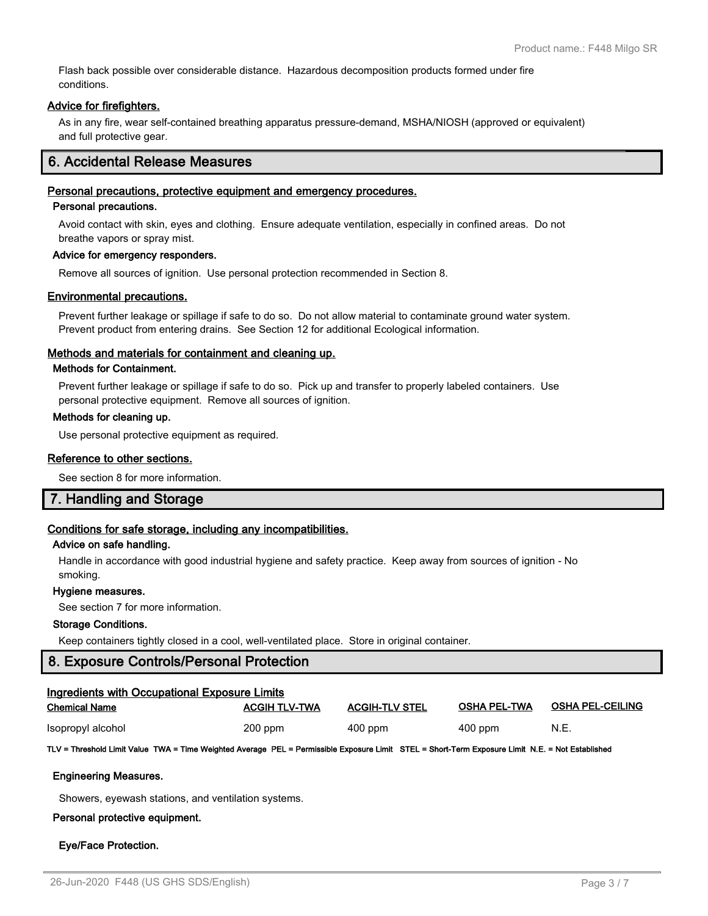Flash back possible over considerable distance. Hazardous decomposition products formed under fire conditions.

### Advice for firefighters.

As in any fire, wear self-contained breathing apparatus pressure-demand, MSHA/NIOSH (approved or equivalent) and full protective gear.

## 6. Accidental Release Measures

### Personal precautions, protective equipment and emergency procedures.

#### Personal precautions.

Avoid contact with skin, eyes and clothing. Ensure adequate ventilation, especially in confined areas. Do not breathe vapors or spray mist.

#### Advice for emergency responders.

Remove all sources of ignition. Use personal protection recommended in Section 8.

### Environmental precautions.

Prevent further leakage or spillage if safe to do so. Do not allow material to contaminate ground water system. Prevent product from entering drains. See Section 12 for additional Ecological information.

### Methods and materials for containment and cleaning up.

#### Methods for Containment.

Prevent further leakage or spillage if safe to do so. Pick up and transfer to properly labeled containers. Use personal protective equipment. Remove all sources of ignition.

#### Methods for cleaning up.

Use personal protective equipment as required.

### Reference to other sections.

See section 8 for more information.

## 7. Handling and Storage

### Conditions for safe storage, including any incompatibilities.

#### Advice on safe handling.

Handle in accordance with good industrial hygiene and safety practice. Keep away from sources of ignition - No smoking.

#### Hygiene measures.

See section 7 for more information.

#### Storage Conditions.

Keep containers tightly closed in a cool, well-ventilated place. Store in original container.

## 8. Exposure Controls/Personal Protection

### Ingredients with Occupational Exposure Limits

| Chemical Name | ACGIH TLV-TWA | ACGIH-TLV STEL | OSHA PEL-TWA | OSHA PEL-CEILING |
|---|---|---|---|---|
| Isopropyl alcohol | 200 ppm | 400 ppm | 400 ppm | N.E. |

**TLV = Threshold Limit Value TWA = Time Weighted Average PEL = Permissible Exposure Limit STEL = Short-Term Exposure Limit N.E. = Not Established**

#### Engineering Measures.

Showers, eyewash stations, and ventilation systems.

#### Personal protective equipment.

#### Eye/Face Protection.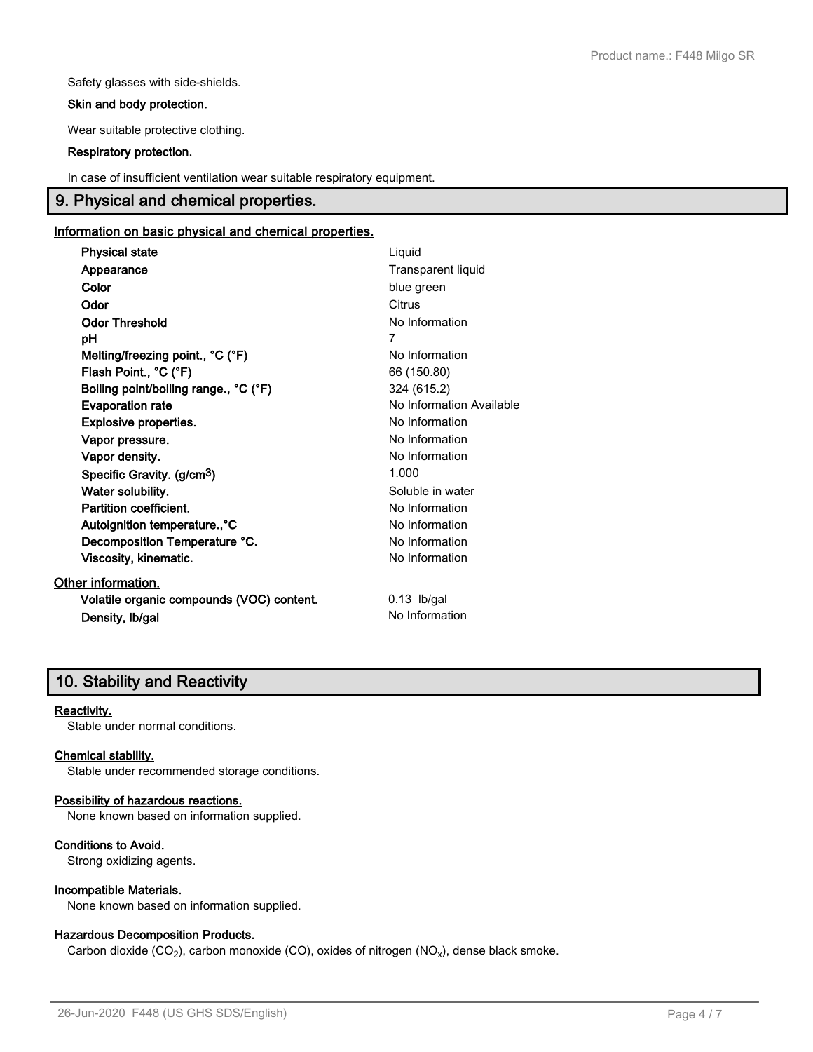Safety glasses with side-shields.

**Skin and body protection.**

Wear suitable protective clothing.

**Respiratory protection.**

In case of insufficient ventilation wear suitable respiratory equipment.

## 9. Physical and chemical properties.

### Information on basic physical and chemical properties.

| Property | Value |
| --- | --- |
| **Physical state** | Liquid |
| **Appearance** | Transparent liquid |
| **Color** | blue green |
| **Odor** | Citrus |
| **Odor Threshold** | No Information |
| **pH** | 7 |
| **Melting/freezing point., °C (°F)** | No Information |
| **Flash Point., °C (°F)** | 66 (150.80) |
| **Boiling point/boiling range., °C (°F)** | 324 (615.2) |
| **Evaporation rate** | No Information Available |
| **Explosive properties.** | No Information |
| **Vapor pressure.** | No Information |
| **Vapor density.** | No Information |
| **Specific Gravity. (g/cm$^3$)** | 1.000 |
| **Water solubility.** | Soluble in water |
| **Partition coefficient.** | No Information |
| **Autoignition temperature.,°C** | No Information |
| **Decomposition Temperature °C.** | No Information |
| **Viscosity, kinematic.** | No Information |

### Other information.

| Property | Value |
| --- | --- |
| **Volatile organic compounds (VOC) content.** | 0.13 lb/gal |
| **Density, lb/gal** | No Information |

## 10. Stability and Reactivity

### Reactivity.

Stable under normal conditions.

### Chemical stability.

Stable under recommended storage conditions.

### Possibility of hazardous reactions.

None known based on information supplied.

### Conditions to Avoid.

Strong oxidizing agents.

### Incompatible Materials.

None known based on information supplied.

### Hazardous Decomposition Products.

Carbon dioxide ($CO_2$), carbon monoxide (CO), oxides of nitrogen ($NO_x$), dense black smoke.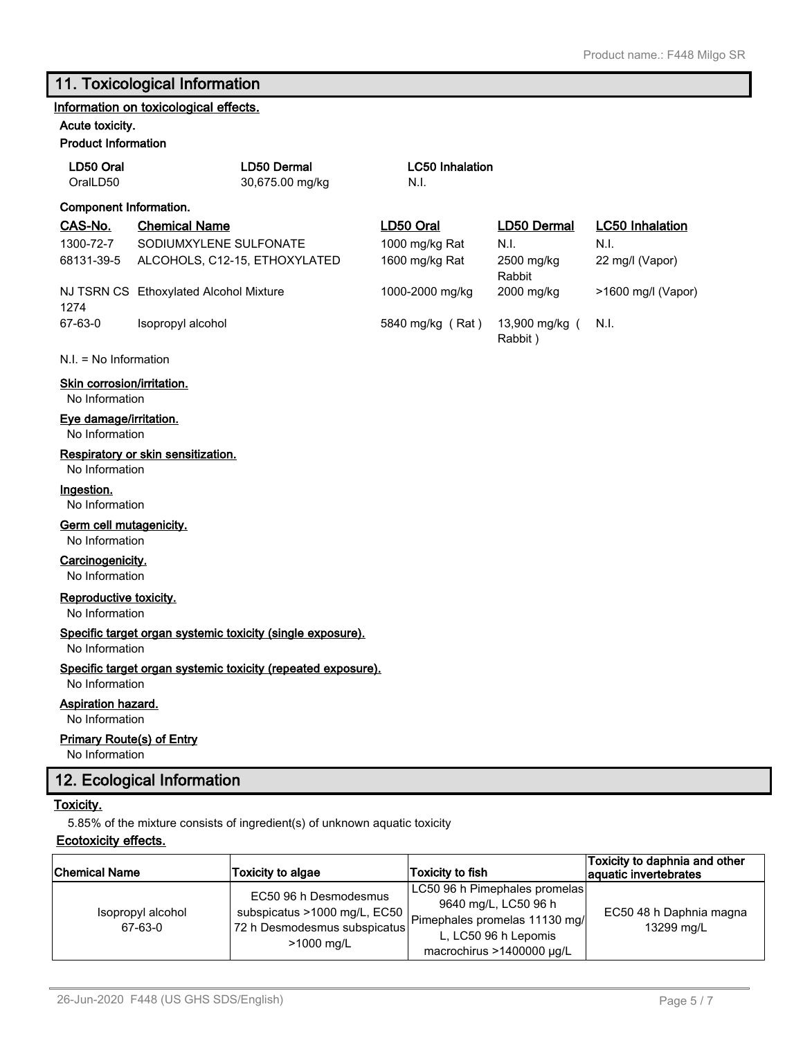## 11. Toxicological Information

**Information on toxicological effects.**

**Acute toxicity.**

**Product Information**

| LD50 Oral | LD50 Dermal | LC50 Inhalation |
| --- | --- | --- |
| OralLD50 | 30,675.00 mg/kg | N.I. |

**Component Information.**

| CAS-No. | Chemical Name | LD50 Oral | LD50 Dermal | LC50 Inhalation |
| --- | --- | --- | --- | --- |
| 1300-72-7 | SODIUMXYLENE SULFONATE | 1000 mg/kg Rat | N.I. | N.I. |
| 68131-39-5 | ALCOHOLS, C12-15, ETHOXYLATED | 1600 mg/kg Rat | 2500 mg/kg Rabbit | 22 mg/l (Vapor) |
| NJ TSRN CS 1274 | Ethoxylated Alcohol Mixture | 1000-2000 mg/kg | 2000 mg/kg | >1600 mg/l (Vapor) |
| 67-63-0 | Isopropyl alcohol | 5840 mg/kg ( Rat ) | 13,900 mg/kg ( Rabbit ) | N.I. |

N.I. = No Information

**Skin corrosion/irritation.**
No Information

**Eye damage/irritation.**
No Information

**Respiratory or skin sensitization.**
No Information

**Ingestion.**
No Information

**Germ cell mutagenicity.**
No Information

**Carcinogenicity.**
No Information

**Reproductive toxicity.**
No Information

**Specific target organ systemic toxicity (single exposure).**
No Information

**Specific target organ systemic toxicity (repeated exposure).**
No Information

**Aspiration hazard.**
No Information

**Primary Route(s) of Entry**
No Information

## 12. Ecological Information

**Toxicity.**

5.85% of the mixture consists of ingredient(s) of unknown aquatic toxicity

**Ecotoxicity effects.**

| Chemical Name | Toxicity to algae | Toxicity to fish | Toxicity to daphnia and other aquatic invertebrates |
| --- | --- | --- | --- |
| Isopropyl alcohol 67-63-0 | EC50 96 h Desmodesmus subspicatus >1000 mg/L, EC50 72 h Desmodesmus subspicatus >1000 mg/L | LC50 96 h Pimephales promelas 9640 mg/L, LC50 96 h Pimephales promelas 11130 mg/L, LC50 96 h Lepomis macrochirus >1400000 µg/L | EC50 48 h Daphnia magna 13299 mg/L |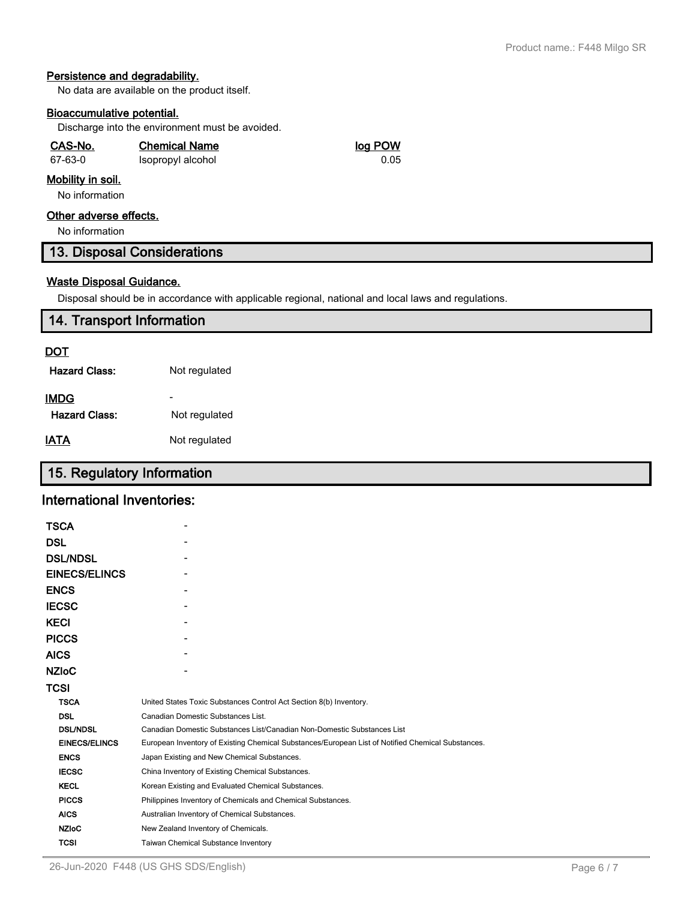### Persistence and degradability.

No data are available on the product itself.

### Bioaccumulative potential.

Discharge into the environment must be avoided.

| CAS-No. | Chemical Name | log POW |
|---|---|---|
| 67-63-0 | Isopropyl alcohol | 0.05 |

### Mobility in soil.

No information

### Other adverse effects.

No information

## 13. Disposal Considerations

### Waste Disposal Guidance.

Disposal should be in accordance with applicable regional, national and local laws and regulations.

## 14. Transport Information

### DOT

**Hazard Class:** Not regulated

### IMDG

-

**Hazard Class:** Not regulated

**IATA** Not regulated

## 15. Regulatory Information

## International Inventories:

| | |
|---|---|
| **TSCA** | - |
| **DSL** | - |
| **DSL/NDSL** | - |
| **EINECS/ELINCS** | - |
| **ENCS** | - |
| **IECSC** | - |
| **KECI** | - |
| **PICCS** | - |
| **AICS** | - |
| **NZIoC** | - |
| **TCSI** | |

| | |
|---|---|
| **TSCA** | United States Toxic Substances Control Act Section 8(b) Inventory. |
| **DSL** | Canadian Domestic Substances List. |
| **DSL/NDSL** | Canadian Domestic Substances List/Canadian Non-Domestic Substances List |
| **EINECS/ELINCS** | European Inventory of Existing Chemical Substances/European List of Notified Chemical Substances. |
| **ENCS** | Japan Existing and New Chemical Substances. |
| **IECSC** | China Inventory of Existing Chemical Substances. |
| **KECL** | Korean Existing and Evaluated Chemical Substances. |
| **PICCS** | Philippines Inventory of Chemicals and Chemical Substances. |
| **AICS** | Australian Inventory of Chemical Substances. |
| **NZIoC** | New Zealand Inventory of Chemicals. |
| **TCSI** | Taiwan Chemical Substance Inventory |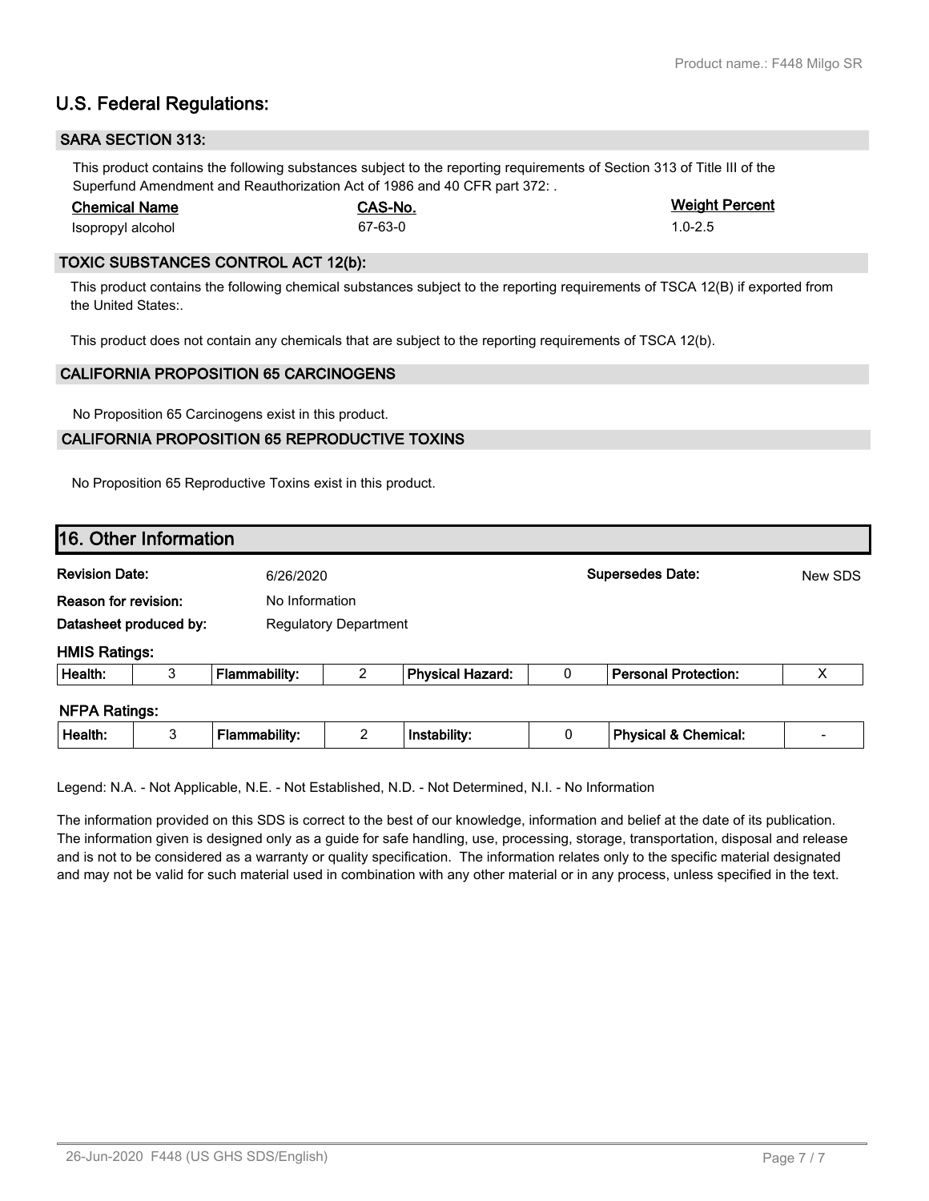## U.S. Federal Regulations:

### SARA SECTION 313:

This product contains the following substances subject to the reporting requirements of Section 313 of Title III of the Superfund Amendment and Reauthorization Act of 1986 and 40 CFR part 372: .

| Chemical Name | CAS-No. | Weight Percent |
|---|---|---|
| Isopropyl alcohol | 67-63-0 | 1.0-2.5 |

### TOXIC SUBSTANCES CONTROL ACT 12(b):

This product contains the following chemical substances subject to the reporting requirements of TSCA 12(B) if exported from the United States:.

This product does not contain any chemicals that are subject to the reporting requirements of TSCA 12(b).

### CALIFORNIA PROPOSITION 65 CARCINOGENS

No Proposition 65 Carcinogens exist in this product.

### CALIFORNIA PROPOSITION 65 REPRODUCTIVE TOXINS

No Proposition 65 Reproductive Toxins exist in this product.

## 16. Other Information

**Revision Date:** 6/26/2020 **Supersedes Date:** New SDS

**Reason for revision:** No Information

**Datasheet produced by:** Regulatory Department

**HMIS Ratings:**

| Health: | 3 | Flammability: | 2 | Physical Hazard: | 0 | Personal Protection: | X |
|---|---|---|---|---|---|---|---|

**NFPA Ratings:**

| Health: | 3 | Flammability: | 2 | Instability: | 0 | Physical & Chemical: | - |
|---|---|---|---|---|---|---|---|

Legend: N.A. - Not Applicable, N.E. - Not Established, N.D. - Not Determined, N.I. - No Information

The information provided on this SDS is correct to the best of our knowledge, information and belief at the date of its publication. The information given is designed only as a guide for safe handling, use, processing, storage, transportation, disposal and release and is not to be considered as a warranty or quality specification. The information relates only to the specific material designated and may not be valid for such material used in combination with any other material or in any process, unless specified in the text.